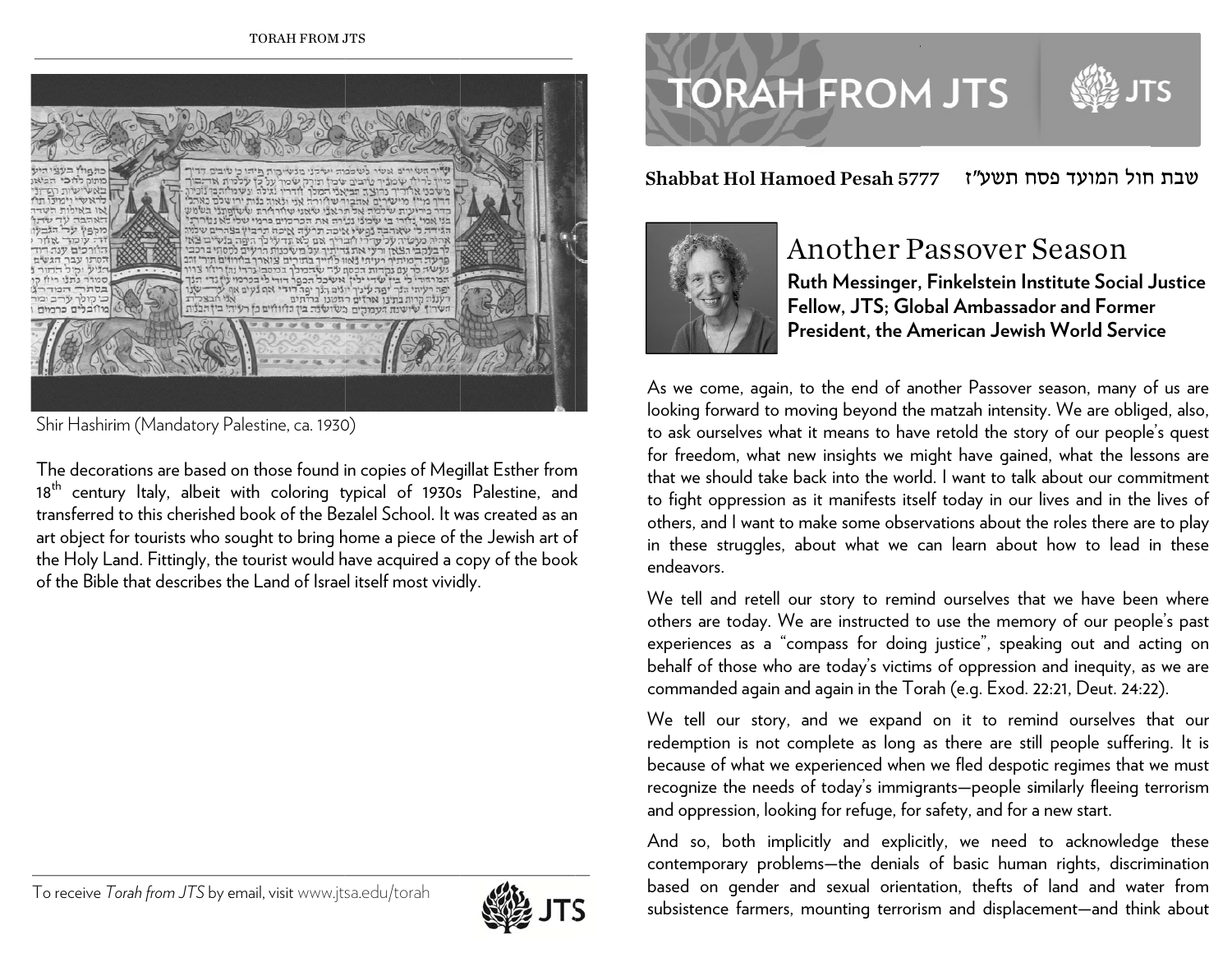Shir Hashirim (Mandatory Palestine, ca. 1930)

The decorations are based on those found in copies of Megillat Esther from 18th century Italy, albeit with coloring typical of 1930s Palestine, and transferred to this cherished book of the Bezalel School. It was created as an art object for tourists who sought to bring home a piece of the Jewish art of the Holy Land. Fittingly, the tourist would have acquired a copy of the book of the Bible that describes the Land of Israel itself most vividly.

To receive *Torah from JTS* by email, visit www.jtsa.edu/torah

# TORAH FROM JTS

**Shabbat Hol Hamoed Pesah 5777** שבת חול המועד פסח תשע"ז

## Another Passover Season

**Ruth Messinger, Finkelstein Institute Social Justice Fellow, JTS; Global Ambassador and Former President, the American Jewish World Service**

As we come, again, to the end of another Passover season, many of us are looking forward to moving beyond the matzah intensity. We are obliged, also, to ask ourselves what it means to have retold the story of our people's quest for freedom, what new insights we might have gained, what the lessons are that we should take back into the world. I want to talk about our commitment to fight oppression as it manifests itself today in our lives and in the lives of others, and I want to make some observations about the roles there are to play in these struggles, about what we can learn about how to lead in these endeavors.

We tell and retell our story to remind ourselves that we have been where others are today. We are instructed to use the memory of our people's past experiences as a "compass for doing justice", speaking out and acting on behalf of those who are today's victims of oppression and inequity, as we are commanded again and again in the Torah (e.g. Exod. 22:21, Deut. 24:22).

We tell our story, and we expand on it to remind ourselves that our redemption is not complete as long as there are still people suffering. It is because of what we experienced when we fled despotic regimes that we must recognize the needs of today's immigrants—people similarly fleeing terrorism and oppression, looking for refuge, for safety, and for a new start.

And so, both implicitly and explicitly, we need to acknowledge these contemporary problems—the denials of basic human rights, discrimination based on gender and sexual orientation, thefts of land and water from subsistence farmers, mounting terrorism and displacement—and think about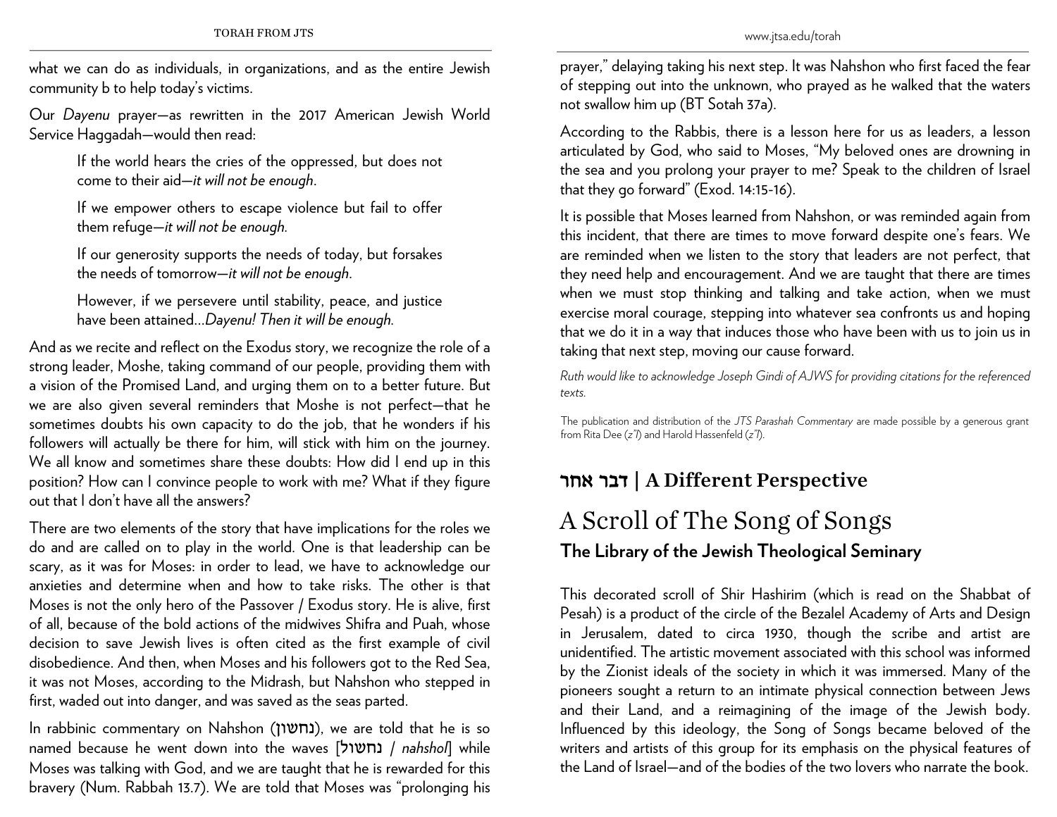what we can do as individuals, in organizations, and as the entire Jewish community b to help today's victims.

Our *Dayenu* prayer—as rewritten in the 2017 American Jewish World Service Haggadah—would then read:

> If the world hears the cries of the oppressed, but does not come to their aid—*it will not be enough*.
>
> If we empower others to escape violence but fail to offer them refuge—*it will not be enough*.
>
> If our generosity supports the needs of today, but forsakes the needs of tomorrow—*it will not be enough*.
>
> However, if we persevere until stability, peace, and justice have been attained…*Dayenu! Then it will be enough*.

And as we recite and reflect on the Exodus story, we recognize the role of a strong leader, Moshe, taking command of our people, providing them with a vision of the Promised Land, and urging them on to a better future. But we are also given several reminders that Moshe is not perfect—that he sometimes doubts his own capacity to do the job, that he wonders if his followers will actually be there for him, will stick with him on the journey. We all know and sometimes share these doubts: How did I end up in this position? How can I convince people to work with me? What if they figure out that I don't have all the answers?

There are two elements of the story that have implications for the roles we do and are called on to play in the world. One is that leadership can be scary, as it was for Moses: in order to lead, we have to acknowledge our anxieties and determine when and how to take risks. The other is that Moses is not the only hero of the Passover / Exodus story. He is alive, first of all, because of the bold actions of the midwives Shifra and Puah, whose decision to save Jewish lives is often cited as the first example of civil disobedience. And then, when Moses and his followers got to the Red Sea, it was not Moses, according to the Midrash, but Nahshon who stepped in first, waded out into danger, and was saved as the seas parted.

In rabbinic commentary on Nahshon (נחשון), we are told that he is so named because he went down into the waves [נחשול / *nahshol*] while Moses was talking with God, and we are taught that he is rewarded for this bravery (Num. Rabbah 13.7). We are told that Moses was "prolonging his prayer," delaying taking his next step. It was Nahshon who first faced the fear of stepping out into the unknown, who prayed as he walked that the waters not swallow him up (BT Sotah 37a).

According to the Rabbis, there is a lesson here for us as leaders, a lesson articulated by God, who said to Moses, "My beloved ones are drowning in the sea and you prolong your prayer to me? Speak to the children of Israel that they go forward" (Exod. 14:15-16).

It is possible that Moses learned from Nahshon, or was reminded again from this incident, that there are times to move forward despite one's fears. We are reminded when we listen to the story that leaders are not perfect, that they need help and encouragement. And we are taught that there are times when we must stop thinking and talking and take action, when we must exercise moral courage, stepping into whatever sea confronts us and hoping that we do it in a way that induces those who have been with us to join us in taking that next step, moving our cause forward.

*Ruth would like to acknowledge Joseph Gindi of AJWS for providing citations for the referenced texts.*

The publication and distribution of the *JTS Parashah Commentary* are made possible by a generous grant from Rita Dee (*z"l*) and Harold Hassenfeld (*z"l*).

## דבר אחר | A Different Perspective

# A Scroll of The Song of Songs

### The Library of the Jewish Theological Seminary

This decorated scroll of Shir Hashirim (which is read on the Shabbat of Pesah) is a product of the circle of the Bezalel Academy of Arts and Design in Jerusalem, dated to circa 1930, though the scribe and artist are unidentified. The artistic movement associated with this school was informed by the Zionist ideals of the society in which it was immersed. Many of the pioneers sought a return to an intimate physical connection between Jews and their Land, and a reimagining of the image of the Jewish body. Influenced by this ideology, the Song of Songs became beloved of the writers and artists of this group for its emphasis on the physical features of the Land of Israel—and of the bodies of the two lovers who narrate the book.